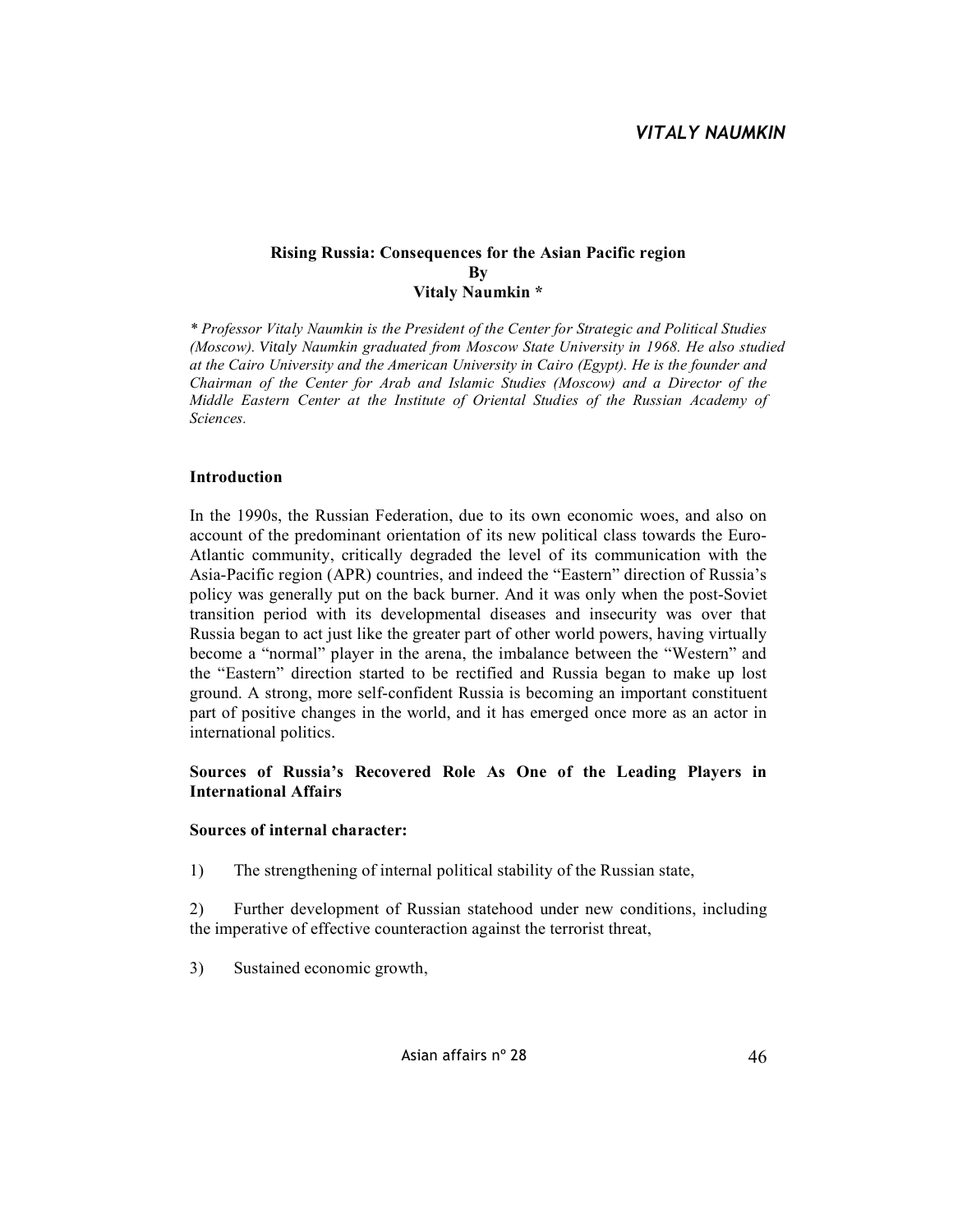## Rising Russia: Consequences for the Asian Pacific region

**By**

**Vitaly Naumkin \***

*\* Professor Vitaly Naumkin is the President of the Center for Strategic and Political Studies (Moscow). Vitaly Naumkin graduated from Moscow State University in 1968. He also studied at the Cairo University and the American University in Cairo (Egypt). He is the founder and Chairman of the Center for Arab and Islamic Studies (Moscow) and a Director of the Middle Eastern Center at the Institute of Oriental Studies of the Russian Academy of Sciences.*

### Introduction

In the 1990s, the Russian Federation, due to its own economic woes, and also on account of the predominant orientation of its new political class towards the Euro-Atlantic community, critically degraded the level of its communication with the Asia-Pacific region (APR) countries, and indeed the "Eastern" direction of Russia's policy was generally put on the back burner. And it was only when the post-Soviet transition period with its developmental diseases and insecurity was over that Russia began to act just like the greater part of other world powers, having virtually become a "normal" player in the arena, the imbalance between the "Western" and the "Eastern" direction started to be rectified and Russia began to make up lost ground. A strong, more self-confident Russia is becoming an important constituent part of positive changes in the world, and it has emerged once more as an actor in international politics.

### Sources of Russia's Recovered Role As One of the Leading Players in International Affairs

#### Sources of internal character:

1) The strengthening of internal political stability of the Russian state,

2) Further development of Russian statehood under new conditions, including the imperative of effective counteraction against the terrorist threat,

3) Sustained economic growth,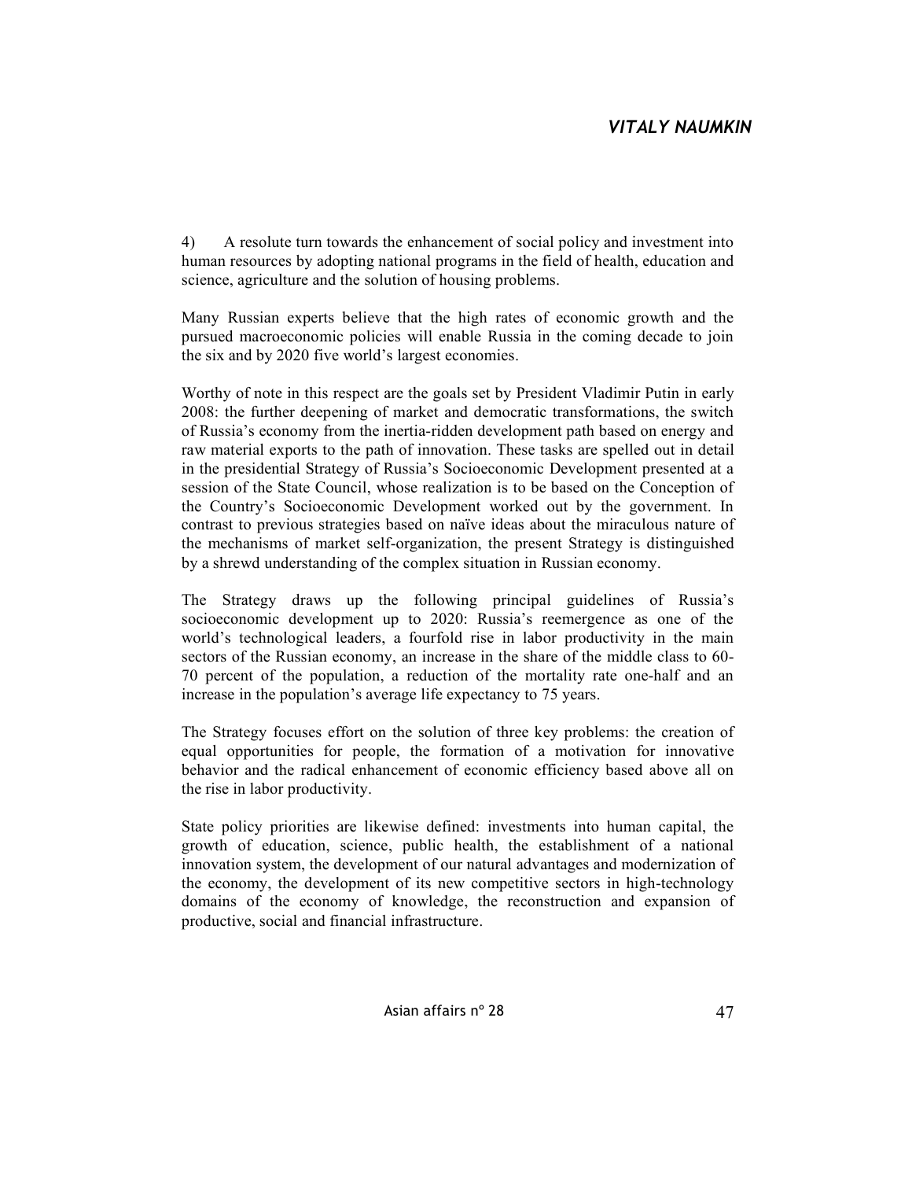4) A resolute turn towards the enhancement of social policy and investment into human resources by adopting national programs in the field of health, education and science, agriculture and the solution of housing problems.

Many Russian experts believe that the high rates of economic growth and the pursued macroeconomic policies will enable Russia in the coming decade to join the six and by 2020 five world's largest economies.

Worthy of note in this respect are the goals set by President Vladimir Putin in early 2008: the further deepening of market and democratic transformations, the switch of Russia's economy from the inertia-ridden development path based on energy and raw material exports to the path of innovation. These tasks are spelled out in detail in the presidential Strategy of Russia's Socioeconomic Development presented at a session of the State Council, whose realization is to be based on the Conception of the Country's Socioeconomic Development worked out by the government. In contrast to previous strategies based on naïve ideas about the miraculous nature of the mechanisms of market self-organization, the present Strategy is distinguished by a shrewd understanding of the complex situation in Russian economy.

The Strategy draws up the following principal guidelines of Russia's socioeconomic development up to 2020: Russia's reemergence as one of the world's technological leaders, a fourfold rise in labor productivity in the main sectors of the Russian economy, an increase in the share of the middle class to 60-70 percent of the population, a reduction of the mortality rate one-half and an increase in the population's average life expectancy to 75 years.

The Strategy focuses effort on the solution of three key problems: the creation of equal opportunities for people, the formation of a motivation for innovative behavior and the radical enhancement of economic efficiency based above all on the rise in labor productivity.

State policy priorities are likewise defined: investments into human capital, the growth of education, science, public health, the establishment of a national innovation system, the development of our natural advantages and modernization of the economy, the development of its new competitive sectors in high-technology domains of the economy of knowledge, the reconstruction and expansion of productive, social and financial infrastructure.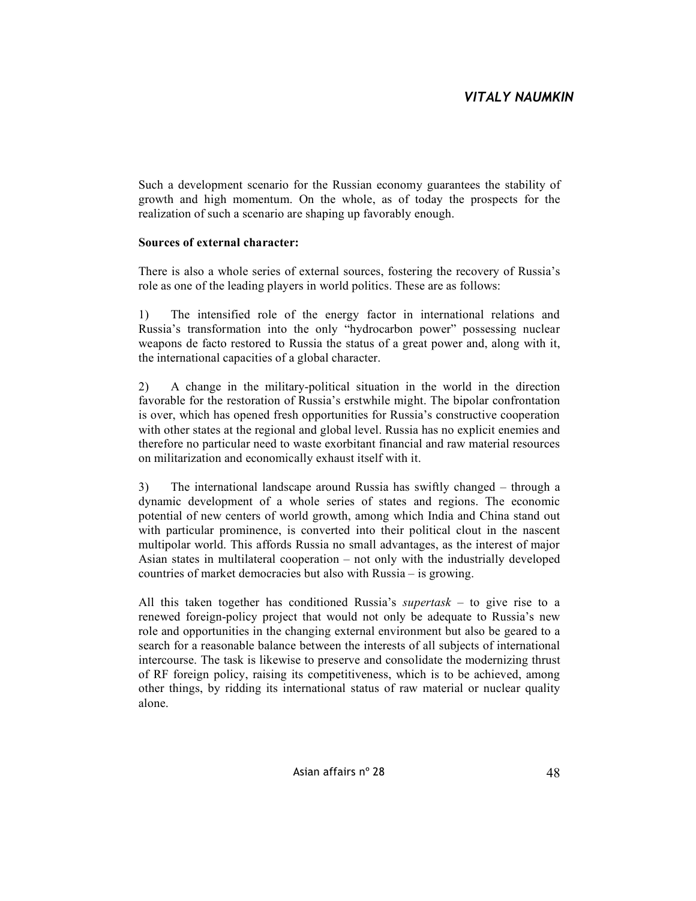Such a development scenario for the Russian economy guarantees the stability of growth and high momentum. On the whole, as of today the prospects for the realization of such a scenario are shaping up favorably enough.

**Sources of external character:**

There is also a whole series of external sources, fostering the recovery of Russia's role as one of the leading players in world politics. These are as follows:

1) The intensified role of the energy factor in international relations and Russia's transformation into the only "hydrocarbon power" possessing nuclear weapons de facto restored to Russia the status of a great power and, along with it, the international capacities of a global character.

2) A change in the military-political situation in the world in the direction favorable for the restoration of Russia's erstwhile might. The bipolar confrontation is over, which has opened fresh opportunities for Russia's constructive cooperation with other states at the regional and global level. Russia has no explicit enemies and therefore no particular need to waste exorbitant financial and raw material resources on militarization and economically exhaust itself with it.

3) The international landscape around Russia has swiftly changed – through a dynamic development of a whole series of states and regions. The economic potential of new centers of world growth, among which India and China stand out with particular prominence, is converted into their political clout in the nascent multipolar world. This affords Russia no small advantages, as the interest of major Asian states in multilateral cooperation – not only with the industrially developed countries of market democracies but also with Russia – is growing.

All this taken together has conditioned Russia's *supertask* – to give rise to a renewed foreign-policy project that would not only be adequate to Russia's new role and opportunities in the changing external environment but also be geared to a search for a reasonable balance between the interests of all subjects of international intercourse. The task is likewise to preserve and consolidate the modernizing thrust of RF foreign policy, raising its competitiveness, which is to be achieved, among other things, by ridding its international status of raw material or nuclear quality alone.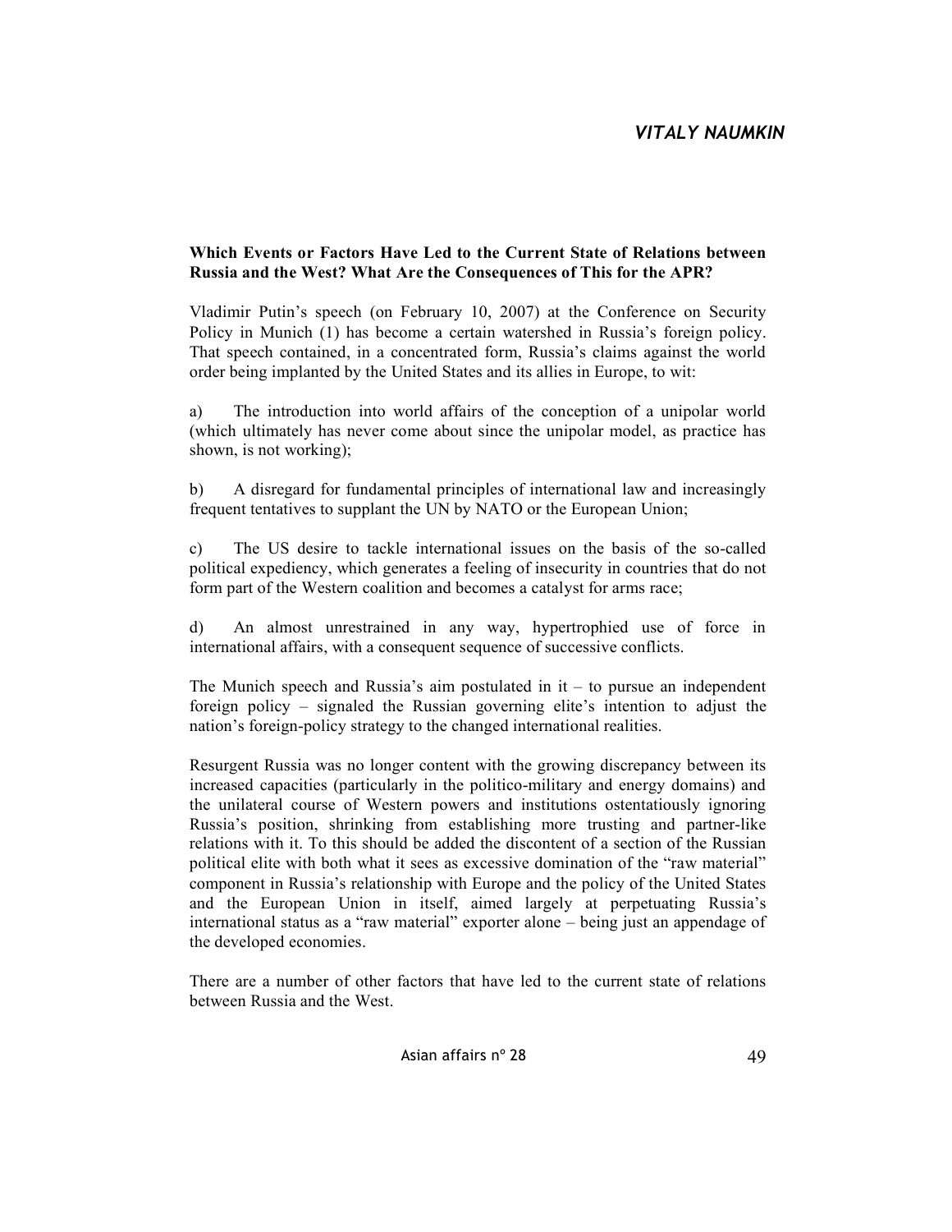### Which Events or Factors Have Led to the Current State of Relations between Russia and the West? What Are the Consequences of This for the APR?

Vladimir Putin's speech (on February 10, 2007) at the Conference on Security Policy in Munich (1) has become a certain watershed in Russia's foreign policy. That speech contained, in a concentrated form, Russia's claims against the world order being implanted by the United States and its allies in Europe, to wit:

a) The introduction into world affairs of the conception of a unipolar world (which ultimately has never come about since the unipolar model, as practice has shown, is not working);

b) A disregard for fundamental principles of international law and increasingly frequent tentatives to supplant the UN by NATO or the European Union;

c) The US desire to tackle international issues on the basis of the so-called political expediency, which generates a feeling of insecurity in countries that do not form part of the Western coalition and becomes a catalyst for arms race;

d) An almost unrestrained in any way, hypertrophied use of force in international affairs, with a consequent sequence of successive conflicts.

The Munich speech and Russia's aim postulated in it – to pursue an independent foreign policy – signaled the Russian governing elite's intention to adjust the nation's foreign-policy strategy to the changed international realities.

Resurgent Russia was no longer content with the growing discrepancy between its increased capacities (particularly in the politico-military and energy domains) and the unilateral course of Western powers and institutions ostentatiously ignoring Russia's position, shrinking from establishing more trusting and partner-like relations with it. To this should be added the discontent of a section of the Russian political elite with both what it sees as excessive domination of the "raw material" component in Russia's relationship with Europe and the policy of the United States and the European Union in itself, aimed largely at perpetuating Russia's international status as a "raw material" exporter alone – being just an appendage of the developed economies.

There are a number of other factors that have led to the current state of relations between Russia and the West.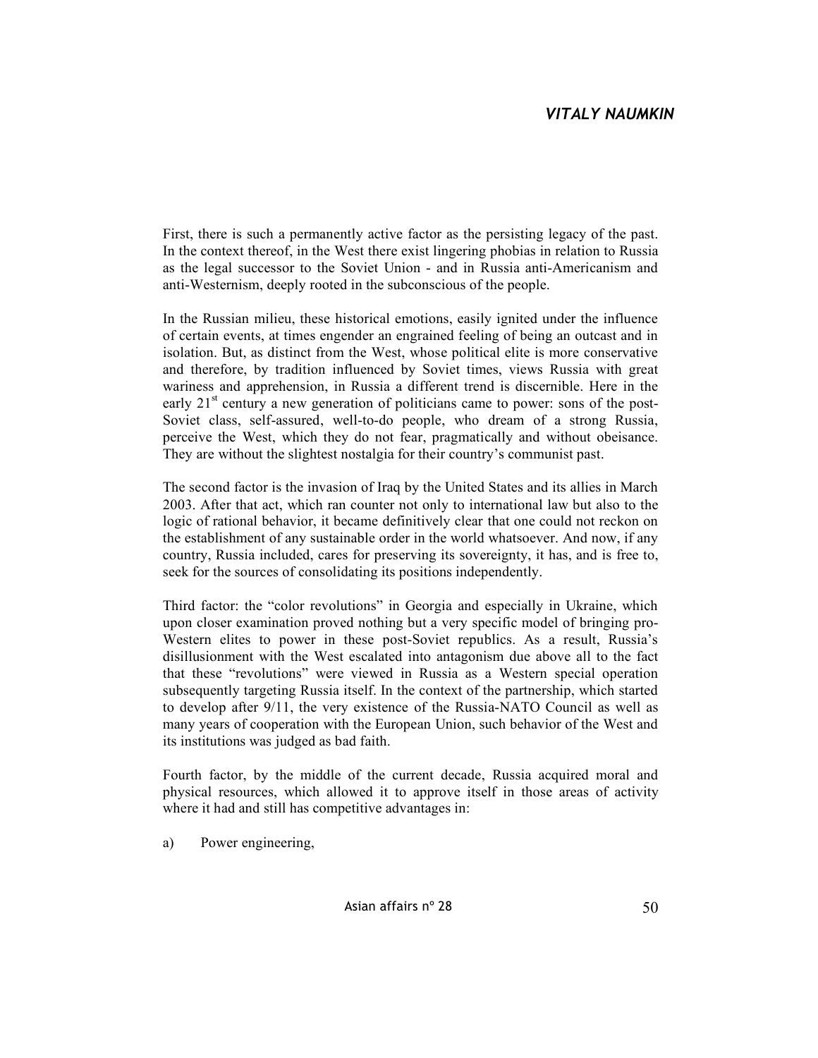First, there is such a permanently active factor as the persisting legacy of the past. In the context thereof, in the West there exist lingering phobias in relation to Russia as the legal successor to the Soviet Union - and in Russia anti-Americanism and anti-Westernism, deeply rooted in the subconscious of the people.

In the Russian milieu, these historical emotions, easily ignited under the influence of certain events, at times engender an engrained feeling of being an outcast and in isolation. But, as distinct from the West, whose political elite is more conservative and therefore, by tradition influenced by Soviet times, views Russia with great wariness and apprehension, in Russia a different trend is discernible. Here in the early 21st century a new generation of politicians came to power: sons of the post-Soviet class, self-assured, well-to-do people, who dream of a strong Russia, perceive the West, which they do not fear, pragmatically and without obeisance. They are without the slightest nostalgia for their country's communist past.

The second factor is the invasion of Iraq by the United States and its allies in March 2003. After that act, which ran counter not only to international law but also to the logic of rational behavior, it became definitively clear that one could not reckon on the establishment of any sustainable order in the world whatsoever. And now, if any country, Russia included, cares for preserving its sovereignty, it has, and is free to, seek for the sources of consolidating its positions independently.

Third factor: the "color revolutions" in Georgia and especially in Ukraine, which upon closer examination proved nothing but a very specific model of bringing pro-Western elites to power in these post-Soviet republics. As a result, Russia's disillusionment with the West escalated into antagonism due above all to the fact that these "revolutions" were viewed in Russia as a Western special operation subsequently targeting Russia itself. In the context of the partnership, which started to develop after 9/11, the very existence of the Russia-NATO Council as well as many years of cooperation with the European Union, such behavior of the West and its institutions was judged as bad faith.

Fourth factor, by the middle of the current decade, Russia acquired moral and physical resources, which allowed it to approve itself in those areas of activity where it had and still has competitive advantages in:

a) Power engineering,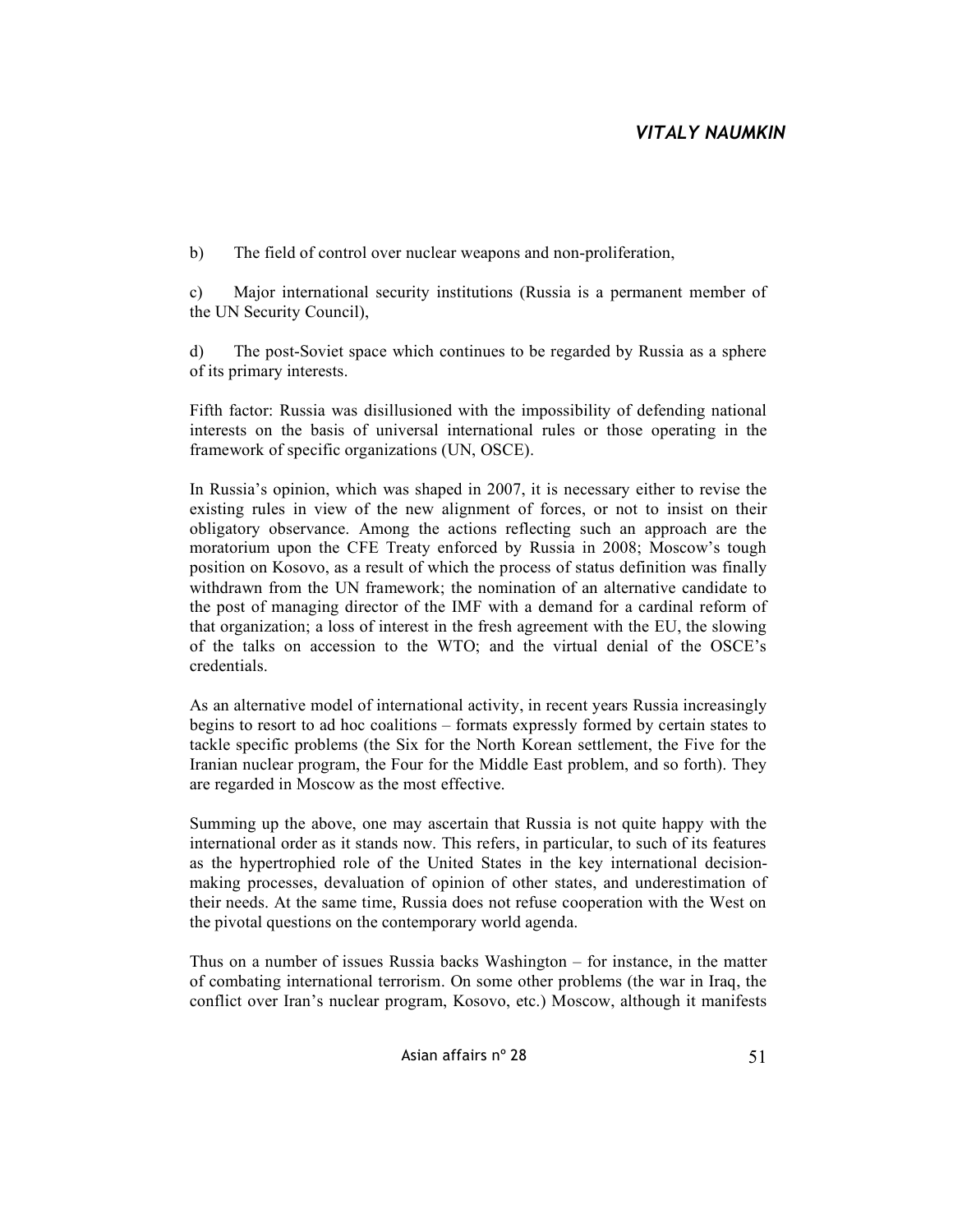b) The field of control over nuclear weapons and non-proliferation,

c) Major international security institutions (Russia is a permanent member of the UN Security Council),

d) The post-Soviet space which continues to be regarded by Russia as a sphere of its primary interests.

Fifth factor: Russia was disillusioned with the impossibility of defending national interests on the basis of universal international rules or those operating in the framework of specific organizations (UN, OSCE).

In Russia's opinion, which was shaped in 2007, it is necessary either to revise the existing rules in view of the new alignment of forces, or not to insist on their obligatory observance. Among the actions reflecting such an approach are the moratorium upon the CFE Treaty enforced by Russia in 2008; Moscow's tough position on Kosovo, as a result of which the process of status definition was finally withdrawn from the UN framework; the nomination of an alternative candidate to the post of managing director of the IMF with a demand for a cardinal reform of that organization; a loss of interest in the fresh agreement with the EU, the slowing of the talks on accession to the WTO; and the virtual denial of the OSCE's credentials.

As an alternative model of international activity, in recent years Russia increasingly begins to resort to ad hoc coalitions – formats expressly formed by certain states to tackle specific problems (the Six for the North Korean settlement, the Five for the Iranian nuclear program, the Four for the Middle East problem, and so forth). They are regarded in Moscow as the most effective.

Summing up the above, one may ascertain that Russia is not quite happy with the international order as it stands now. This refers, in particular, to such of its features as the hypertrophied role of the United States in the key international decision-making processes, devaluation of opinion of other states, and underestimation of their needs. At the same time, Russia does not refuse cooperation with the West on the pivotal questions on the contemporary world agenda.

Thus on a number of issues Russia backs Washington – for instance, in the matter of combating international terrorism. On some other problems (the war in Iraq, the conflict over Iran's nuclear program, Kosovo, etc.) Moscow, although it manifests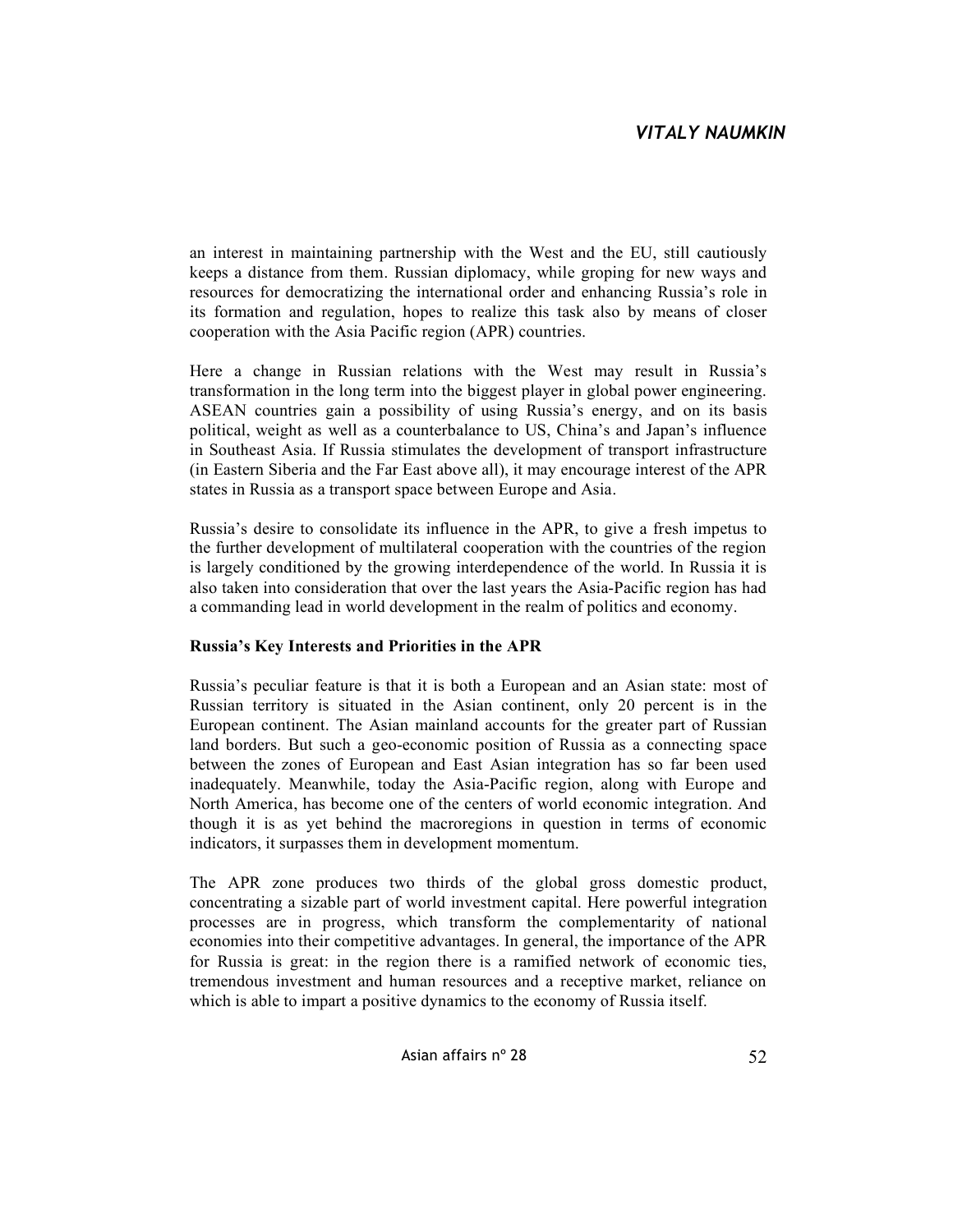an interest in maintaining partnership with the West and the EU, still cautiously keeps a distance from them. Russian diplomacy, while groping for new ways and resources for democratizing the international order and enhancing Russia's role in its formation and regulation, hopes to realize this task also by means of closer cooperation with the Asia Pacific region (APR) countries.

Here a change in Russian relations with the West may result in Russia's transformation in the long term into the biggest player in global power engineering. ASEAN countries gain a possibility of using Russia's energy, and on its basis political, weight as well as a counterbalance to US, China's and Japan's influence in Southeast Asia. If Russia stimulates the development of transport infrastructure (in Eastern Siberia and the Far East above all), it may encourage interest of the APR states in Russia as a transport space between Europe and Asia.

Russia's desire to consolidate its influence in the APR, to give a fresh impetus to the further development of multilateral cooperation with the countries of the region is largely conditioned by the growing interdependence of the world. In Russia it is also taken into consideration that over the last years the Asia-Pacific region has had a commanding lead in world development in the realm of politics and economy.

**Russia's Key Interests and Priorities in the APR**

Russia's peculiar feature is that it is both a European and an Asian state: most of Russian territory is situated in the Asian continent, only 20 percent is in the European continent. The Asian mainland accounts for the greater part of Russian land borders. But such a geo-economic position of Russia as a connecting space between the zones of European and East Asian integration has so far been used inadequately. Meanwhile, today the Asia-Pacific region, along with Europe and North America, has become one of the centers of world economic integration. And though it is as yet behind the macroregions in question in terms of economic indicators, it surpasses them in development momentum.

The APR zone produces two thirds of the global gross domestic product, concentrating a sizable part of world investment capital. Here powerful integration processes are in progress, which transform the complementarity of national economies into their competitive advantages. In general, the importance of the APR for Russia is great: in the region there is a ramified network of economic ties, tremendous investment and human resources and a receptive market, reliance on which is able to impart a positive dynamics to the economy of Russia itself.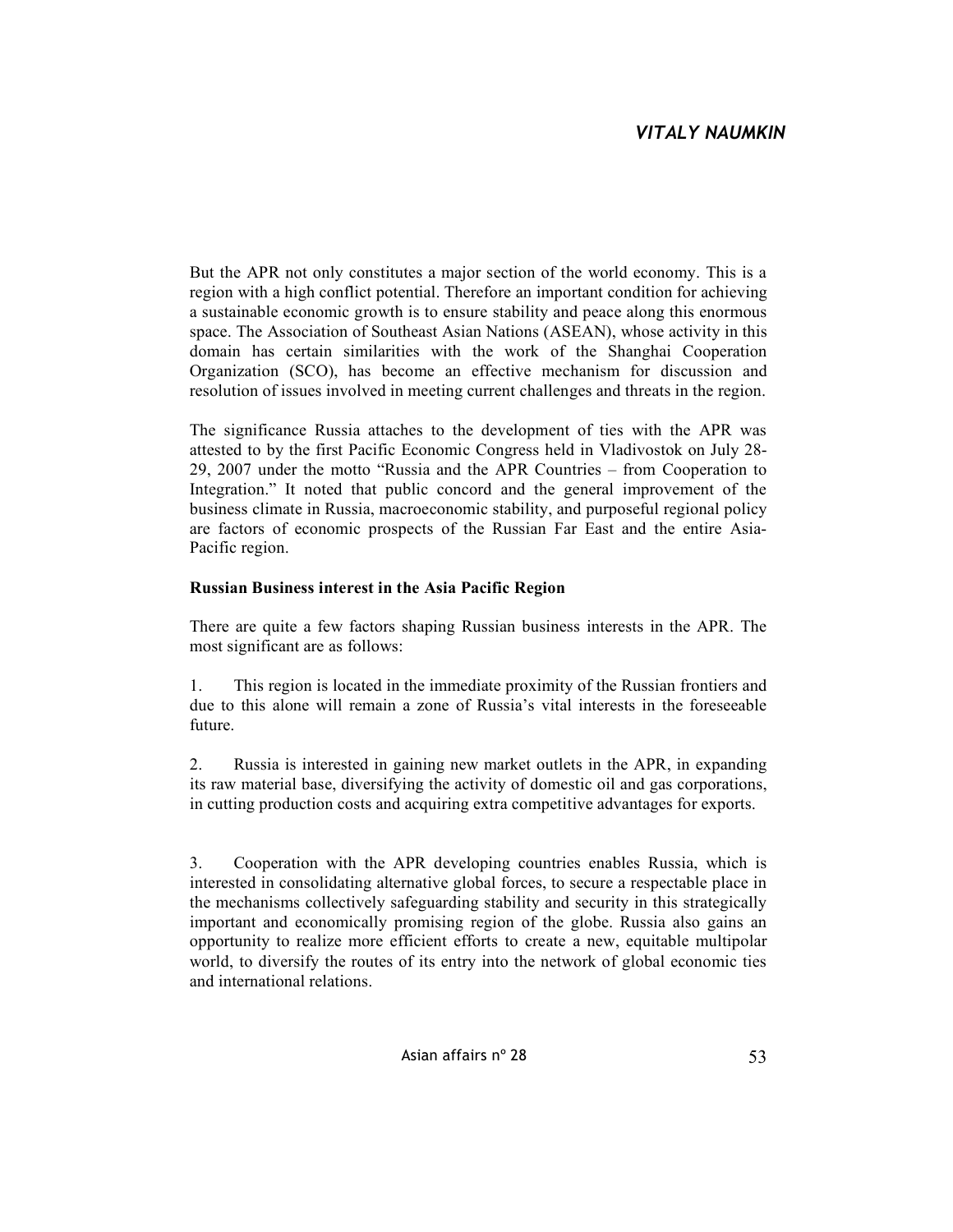But the APR not only constitutes a major section of the world economy. This is a region with a high conflict potential. Therefore an important condition for achieving a sustainable economic growth is to ensure stability and peace along this enormous space. The Association of Southeast Asian Nations (ASEAN), whose activity in this domain has certain similarities with the work of the Shanghai Cooperation Organization (SCO), has become an effective mechanism for discussion and resolution of issues involved in meeting current challenges and threats in the region.

The significance Russia attaches to the development of ties with the APR was attested to by the first Pacific Economic Congress held in Vladivostok on July 28-29, 2007 under the motto "Russia and the APR Countries – from Cooperation to Integration." It noted that public concord and the general improvement of the business climate in Russia, macroeconomic stability, and purposeful regional policy are factors of economic prospects of the Russian Far East and the entire Asia-Pacific region.

**Russian Business interest in the Asia Pacific Region**

There are quite a few factors shaping Russian business interests in the APR. The most significant are as follows:

1. This region is located in the immediate proximity of the Russian frontiers and due to this alone will remain a zone of Russia's vital interests in the foreseeable future.

2. Russia is interested in gaining new market outlets in the APR, in expanding its raw material base, diversifying the activity of domestic oil and gas corporations, in cutting production costs and acquiring extra competitive advantages for exports.

3. Cooperation with the APR developing countries enables Russia, which is interested in consolidating alternative global forces, to secure a respectable place in the mechanisms collectively safeguarding stability and security in this strategically important and economically promising region of the globe. Russia also gains an opportunity to realize more efficient efforts to create a new, equitable multipolar world, to diversify the routes of its entry into the network of global economic ties and international relations.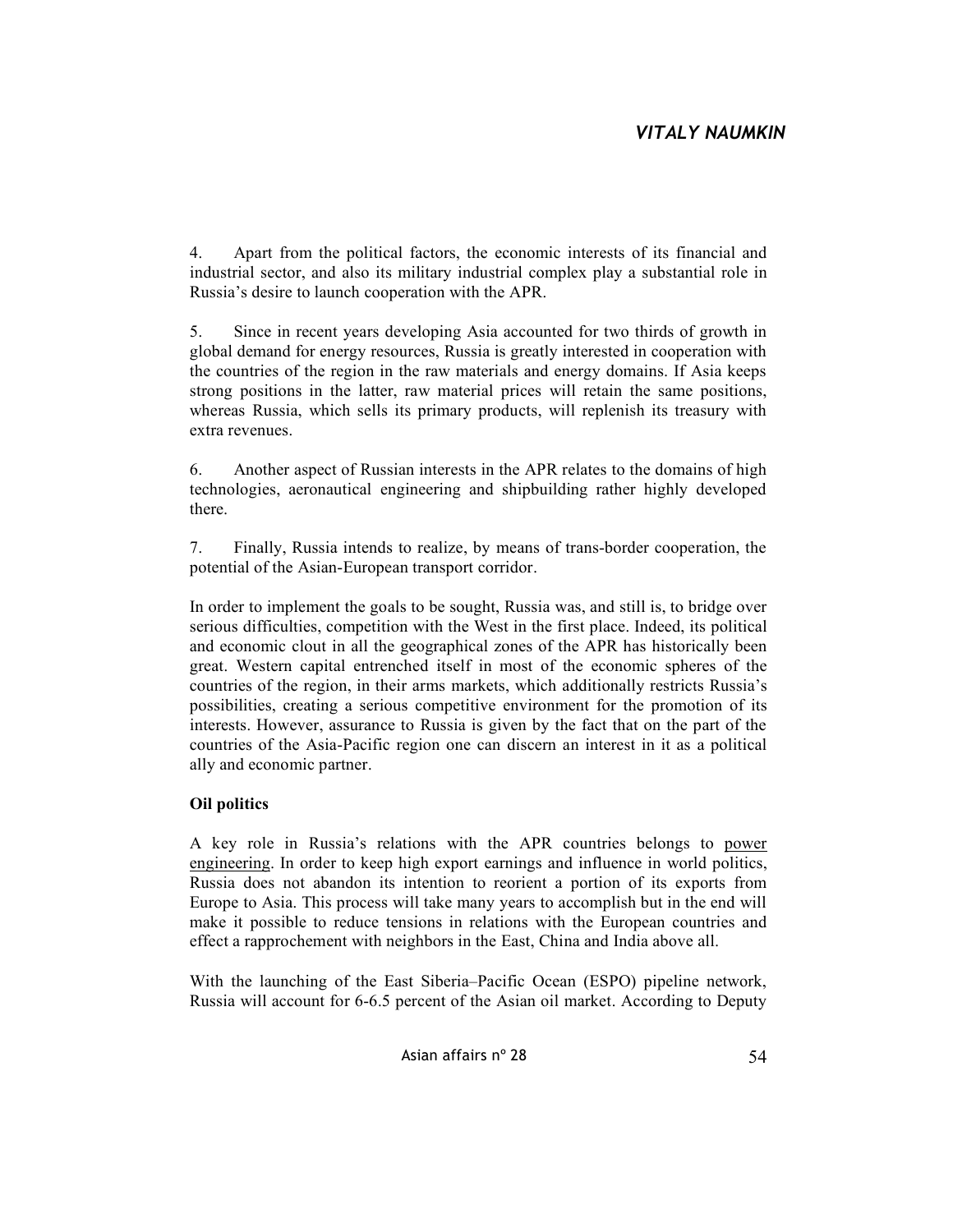4. Apart from the political factors, the economic interests of its financial and industrial sector, and also its military industrial complex play a substantial role in Russia's desire to launch cooperation with the APR.

5. Since in recent years developing Asia accounted for two thirds of growth in global demand for energy resources, Russia is greatly interested in cooperation with the countries of the region in the raw materials and energy domains. If Asia keeps strong positions in the latter, raw material prices will retain the same positions, whereas Russia, which sells its primary products, will replenish its treasury with extra revenues.

6. Another aspect of Russian interests in the APR relates to the domains of high technologies, aeronautical engineering and shipbuilding rather highly developed there.

7. Finally, Russia intends to realize, by means of trans-border cooperation, the potential of the Asian-European transport corridor.

In order to implement the goals to be sought, Russia was, and still is, to bridge over serious difficulties, competition with the West in the first place. Indeed, its political and economic clout in all the geographical zones of the APR has historically been great. Western capital entrenched itself in most of the economic spheres of the countries of the region, in their arms markets, which additionally restricts Russia's possibilities, creating a serious competitive environment for the promotion of its interests. However, assurance to Russia is given by the fact that on the part of the countries of the Asia-Pacific region one can discern an interest in it as a political ally and economic partner.

**Oil politics**

A key role in Russia's relations with the APR countries belongs to power engineering. In order to keep high export earnings and influence in world politics, Russia does not abandon its intention to reorient a portion of its exports from Europe to Asia. This process will take many years to accomplish but in the end will make it possible to reduce tensions in relations with the European countries and effect a rapprochement with neighbors in the East, China and India above all.

With the launching of the East Siberia–Pacific Ocean (ESPO) pipeline network, Russia will account for 6-6.5 percent of the Asian oil market. According to Deputy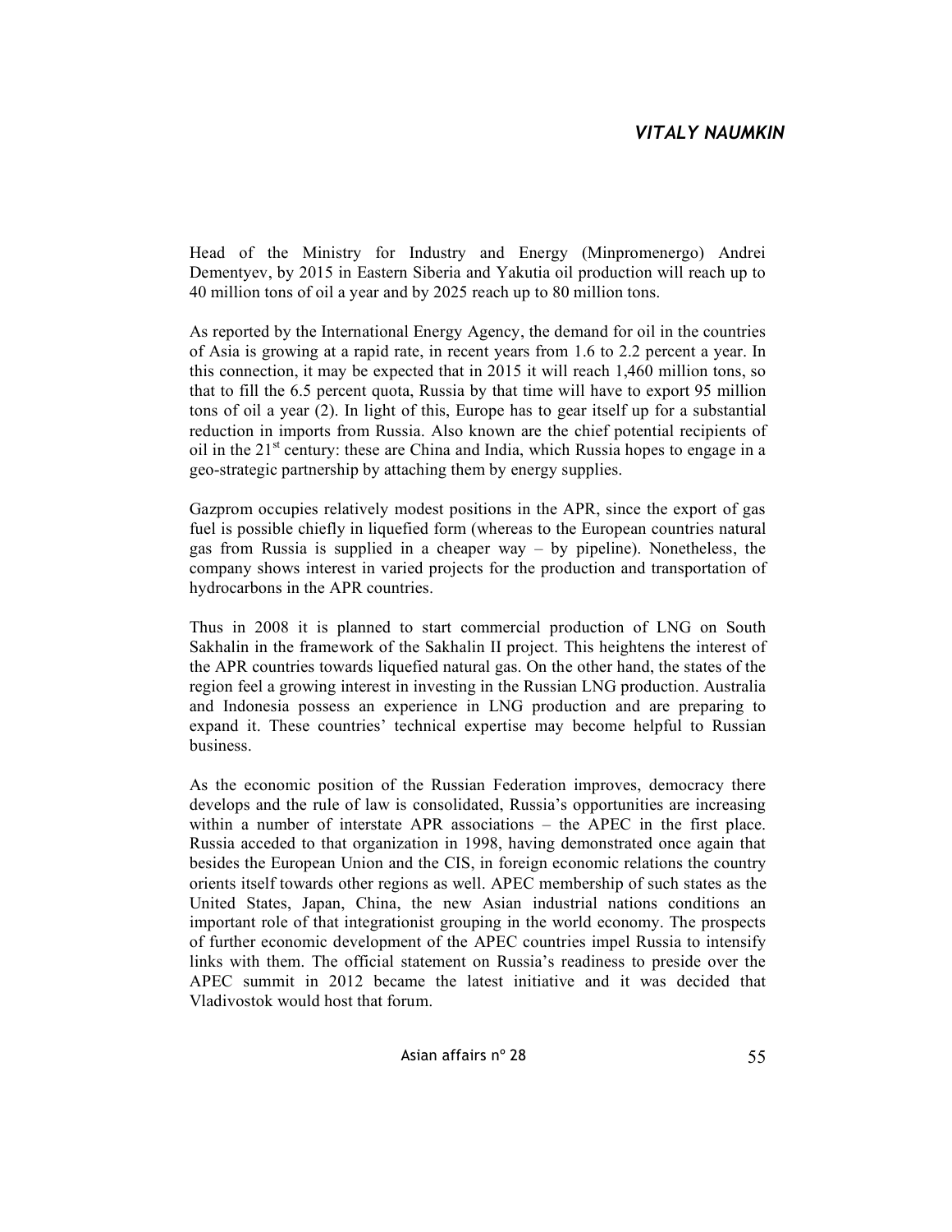Head of the Ministry for Industry and Energy (Minpromenergo) Andrei Dementyev, by 2015 in Eastern Siberia and Yakutia oil production will reach up to 40 million tons of oil a year and by 2025 reach up to 80 million tons.

As reported by the International Energy Agency, the demand for oil in the countries of Asia is growing at a rapid rate, in recent years from 1.6 to 2.2 percent a year. In this connection, it may be expected that in 2015 it will reach 1,460 million tons, so that to fill the 6.5 percent quota, Russia by that time will have to export 95 million tons of oil a year (2). In light of this, Europe has to gear itself up for a substantial reduction in imports from Russia. Also known are the chief potential recipients of oil in the 21st century: these are China and India, which Russia hopes to engage in a geo-strategic partnership by attaching them by energy supplies.

Gazprom occupies relatively modest positions in the APR, since the export of gas fuel is possible chiefly in liquefied form (whereas to the European countries natural gas from Russia is supplied in a cheaper way – by pipeline). Nonetheless, the company shows interest in varied projects for the production and transportation of hydrocarbons in the APR countries.

Thus in 2008 it is planned to start commercial production of LNG on South Sakhalin in the framework of the Sakhalin II project. This heightens the interest of the APR countries towards liquefied natural gas. On the other hand, the states of the region feel a growing interest in investing in the Russian LNG production. Australia and Indonesia possess an experience in LNG production and are preparing to expand it. These countries' technical expertise may become helpful to Russian business.

As the economic position of the Russian Federation improves, democracy there develops and the rule of law is consolidated, Russia's opportunities are increasing within a number of interstate APR associations – the APEC in the first place. Russia acceded to that organization in 1998, having demonstrated once again that besides the European Union and the CIS, in foreign economic relations the country orients itself towards other regions as well. APEC membership of such states as the United States, Japan, China, the new Asian industrial nations conditions an important role of that integrationist grouping in the world economy. The prospects of further economic development of the APEC countries impel Russia to intensify links with them. The official statement on Russia's readiness to preside over the APEC summit in 2012 became the latest initiative and it was decided that Vladivostok would host that forum.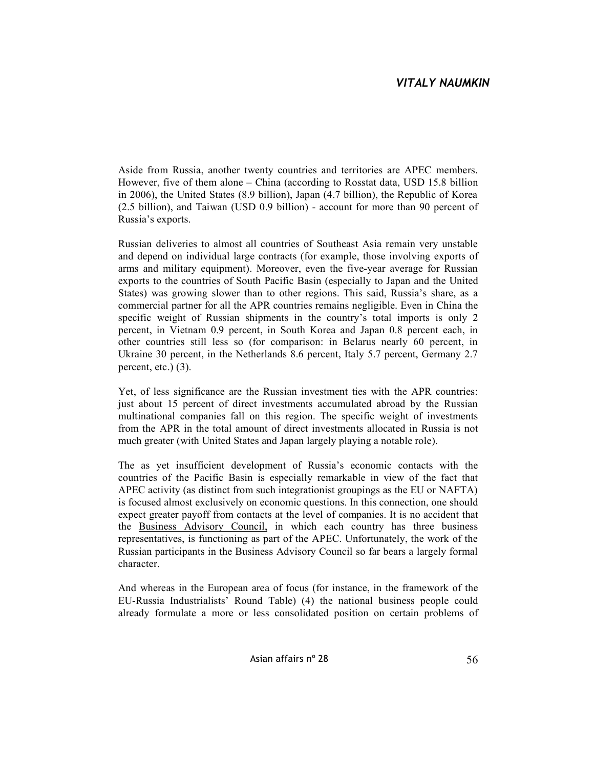Aside from Russia, another twenty countries and territories are APEC members. However, five of them alone – China (according to Rosstat data, USD 15.8 billion in 2006), the United States (8.9 billion), Japan (4.7 billion), the Republic of Korea (2.5 billion), and Taiwan (USD 0.9 billion) - account for more than 90 percent of Russia's exports.

Russian deliveries to almost all countries of Southeast Asia remain very unstable and depend on individual large contracts (for example, those involving exports of arms and military equipment). Moreover, even the five-year average for Russian exports to the countries of South Pacific Basin (especially to Japan and the United States) was growing slower than to other regions. This said, Russia's share, as a commercial partner for all the APR countries remains negligible. Even in China the specific weight of Russian shipments in the country's total imports is only 2 percent, in Vietnam 0.9 percent, in South Korea and Japan 0.8 percent each, in other countries still less so (for comparison: in Belarus nearly 60 percent, in Ukraine 30 percent, in the Netherlands 8.6 percent, Italy 5.7 percent, Germany 2.7 percent, etc.) (3).

Yet, of less significance are the Russian investment ties with the APR countries: just about 15 percent of direct investments accumulated abroad by the Russian multinational companies fall on this region. The specific weight of investments from the APR in the total amount of direct investments allocated in Russia is not much greater (with United States and Japan largely playing a notable role).

The as yet insufficient development of Russia's economic contacts with the countries of the Pacific Basin is especially remarkable in view of the fact that APEC activity (as distinct from such integrationist groupings as the EU or NAFTA) is focused almost exclusively on economic questions. In this connection, one should expect greater payoff from contacts at the level of companies. It is no accident that the Business Advisory Council, in which each country has three business representatives, is functioning as part of the APEC. Unfortunately, the work of the Russian participants in the Business Advisory Council so far bears a largely formal character.

And whereas in the European area of focus (for instance, in the framework of the EU-Russia Industrialists' Round Table) (4) the national business people could already formulate a more or less consolidated position on certain problems of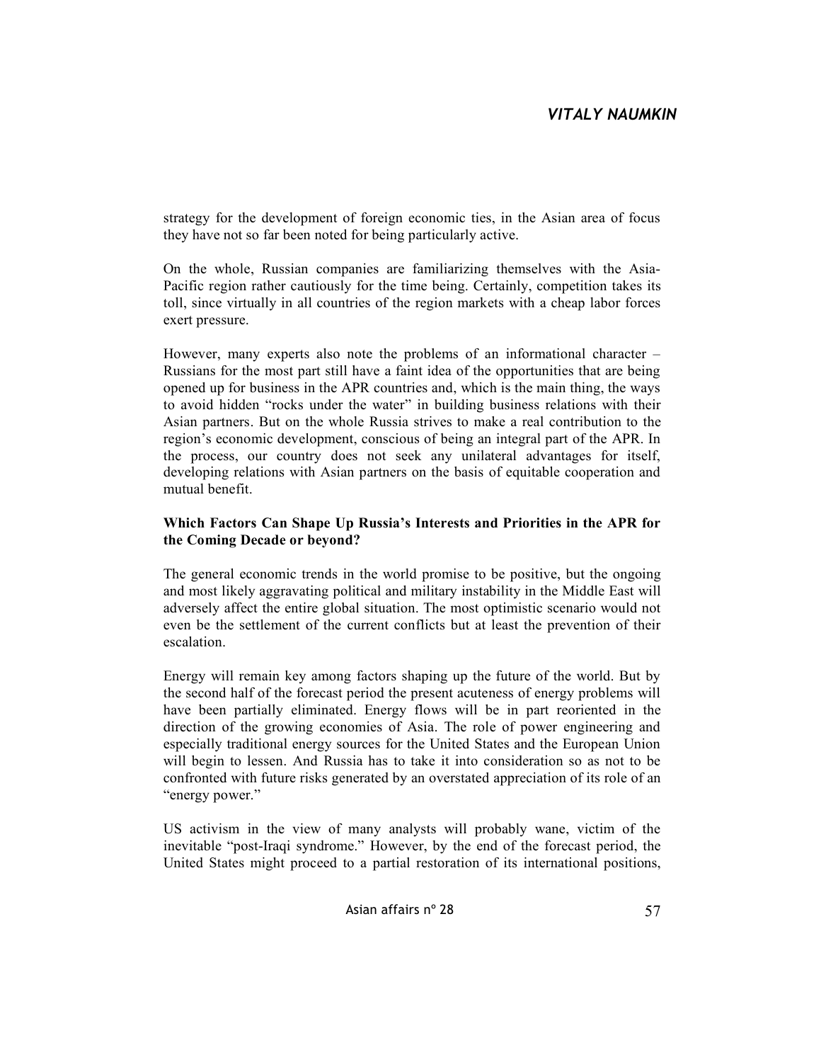strategy for the development of foreign economic ties, in the Asian area of focus they have not so far been noted for being particularly active.

On the whole, Russian companies are familiarizing themselves with the Asia-Pacific region rather cautiously for the time being. Certainly, competition takes its toll, since virtually in all countries of the region markets with a cheap labor forces exert pressure.

However, many experts also note the problems of an informational character – Russians for the most part still have a faint idea of the opportunities that are being opened up for business in the APR countries and, which is the main thing, the ways to avoid hidden "rocks under the water" in building business relations with their Asian partners. But on the whole Russia strives to make a real contribution to the region's economic development, conscious of being an integral part of the APR. In the process, our country does not seek any unilateral advantages for itself, developing relations with Asian partners on the basis of equitable cooperation and mutual benefit.

### Which Factors Can Shape Up Russia's Interests and Priorities in the APR for the Coming Decade or beyond?

The general economic trends in the world promise to be positive, but the ongoing and most likely aggravating political and military instability in the Middle East will adversely affect the entire global situation. The most optimistic scenario would not even be the settlement of the current conflicts but at least the prevention of their escalation.

Energy will remain key among factors shaping up the future of the world. But by the second half of the forecast period the present acuteness of energy problems will have been partially eliminated. Energy flows will be in part reoriented in the direction of the growing economies of Asia. The role of power engineering and especially traditional energy sources for the United States and the European Union will begin to lessen. And Russia has to take it into consideration so as not to be confronted with future risks generated by an overstated appreciation of its role of an "energy power."

US activism in the view of many analysts will probably wane, victim of the inevitable "post-Iraqi syndrome." However, by the end of the forecast period, the United States might proceed to a partial restoration of its international positions,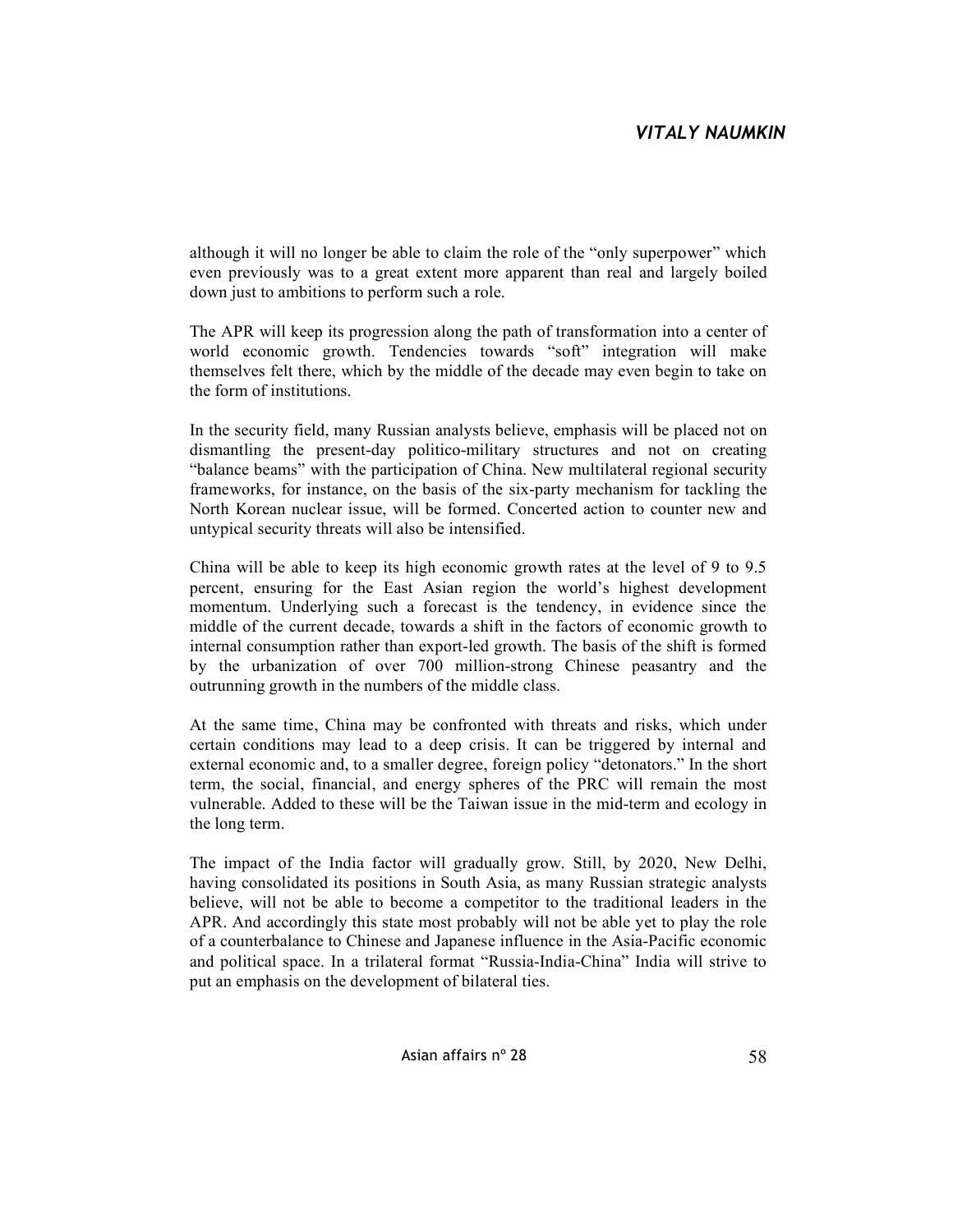although it will no longer be able to claim the role of the "only superpower" which even previously was to a great extent more apparent than real and largely boiled down just to ambitions to perform such a role.

The APR will keep its progression along the path of transformation into a center of world economic growth. Tendencies towards "soft" integration will make themselves felt there, which by the middle of the decade may even begin to take on the form of institutions.

In the security field, many Russian analysts believe, emphasis will be placed not on dismantling the present-day politico-military structures and not on creating "balance beams" with the participation of China. New multilateral regional security frameworks, for instance, on the basis of the six-party mechanism for tackling the North Korean nuclear issue, will be formed. Concerted action to counter new and untypical security threats will also be intensified.

China will be able to keep its high economic growth rates at the level of 9 to 9.5 percent, ensuring for the East Asian region the world's highest development momentum. Underlying such a forecast is the tendency, in evidence since the middle of the current decade, towards a shift in the factors of economic growth to internal consumption rather than export-led growth. The basis of the shift is formed by the urbanization of over 700 million-strong Chinese peasantry and the outrunning growth in the numbers of the middle class.

At the same time, China may be confronted with threats and risks, which under certain conditions may lead to a deep crisis. It can be triggered by internal and external economic and, to a smaller degree, foreign policy "detonators." In the short term, the social, financial, and energy spheres of the PRC will remain the most vulnerable. Added to these will be the Taiwan issue in the mid-term and ecology in the long term.

The impact of the India factor will gradually grow. Still, by 2020, New Delhi, having consolidated its positions in South Asia, as many Russian strategic analysts believe, will not be able to become a competitor to the traditional leaders in the APR. And accordingly this state most probably will not be able yet to play the role of a counterbalance to Chinese and Japanese influence in the Asia-Pacific economic and political space. In a trilateral format "Russia-India-China" India will strive to put an emphasis on the development of bilateral ties.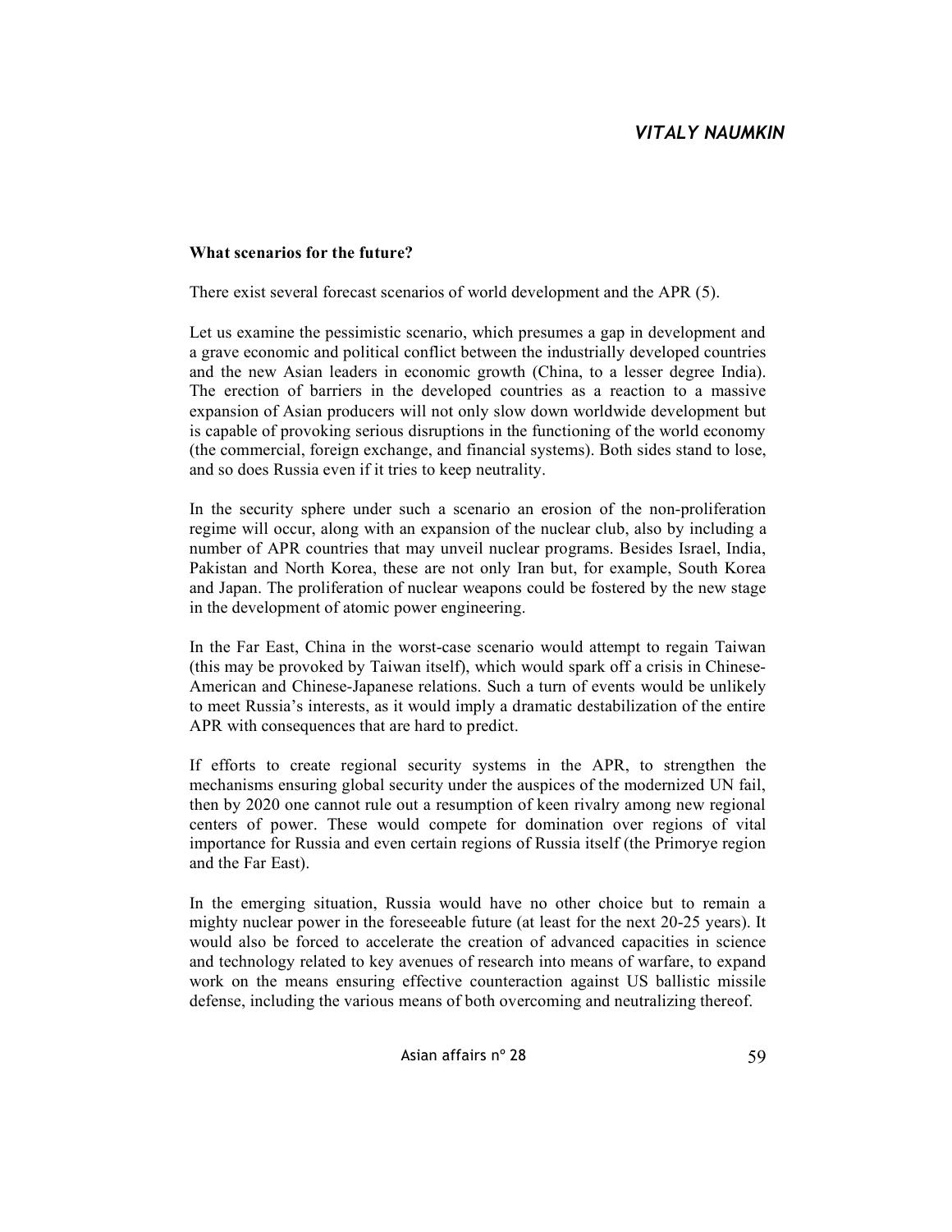**What scenarios for the future?**

There exist several forecast scenarios of world development and the APR (5).

Let us examine the pessimistic scenario, which presumes a gap in development and a grave economic and political conflict between the industrially developed countries and the new Asian leaders in economic growth (China, to a lesser degree India). The erection of barriers in the developed countries as a reaction to a massive expansion of Asian producers will not only slow down worldwide development but is capable of provoking serious disruptions in the functioning of the world economy (the commercial, foreign exchange, and financial systems). Both sides stand to lose, and so does Russia even if it tries to keep neutrality.

In the security sphere under such a scenario an erosion of the non-proliferation regime will occur, along with an expansion of the nuclear club, also by including a number of APR countries that may unveil nuclear programs. Besides Israel, India, Pakistan and North Korea, these are not only Iran but, for example, South Korea and Japan. The proliferation of nuclear weapons could be fostered by the new stage in the development of atomic power engineering.

In the Far East, China in the worst-case scenario would attempt to regain Taiwan (this may be provoked by Taiwan itself), which would spark off a crisis in Chinese-American and Chinese-Japanese relations. Such a turn of events would be unlikely to meet Russia's interests, as it would imply a dramatic destabilization of the entire APR with consequences that are hard to predict.

If efforts to create regional security systems in the APR, to strengthen the mechanisms ensuring global security under the auspices of the modernized UN fail, then by 2020 one cannot rule out a resumption of keen rivalry among new regional centers of power. These would compete for domination over regions of vital importance for Russia and even certain regions of Russia itself (the Primorye region and the Far East).

In the emerging situation, Russia would have no other choice but to remain a mighty nuclear power in the foreseeable future (at least for the next 20-25 years). It would also be forced to accelerate the creation of advanced capacities in science and technology related to key avenues of research into means of warfare, to expand work on the means ensuring effective counteraction against US ballistic missile defense, including the various means of both overcoming and neutralizing thereof.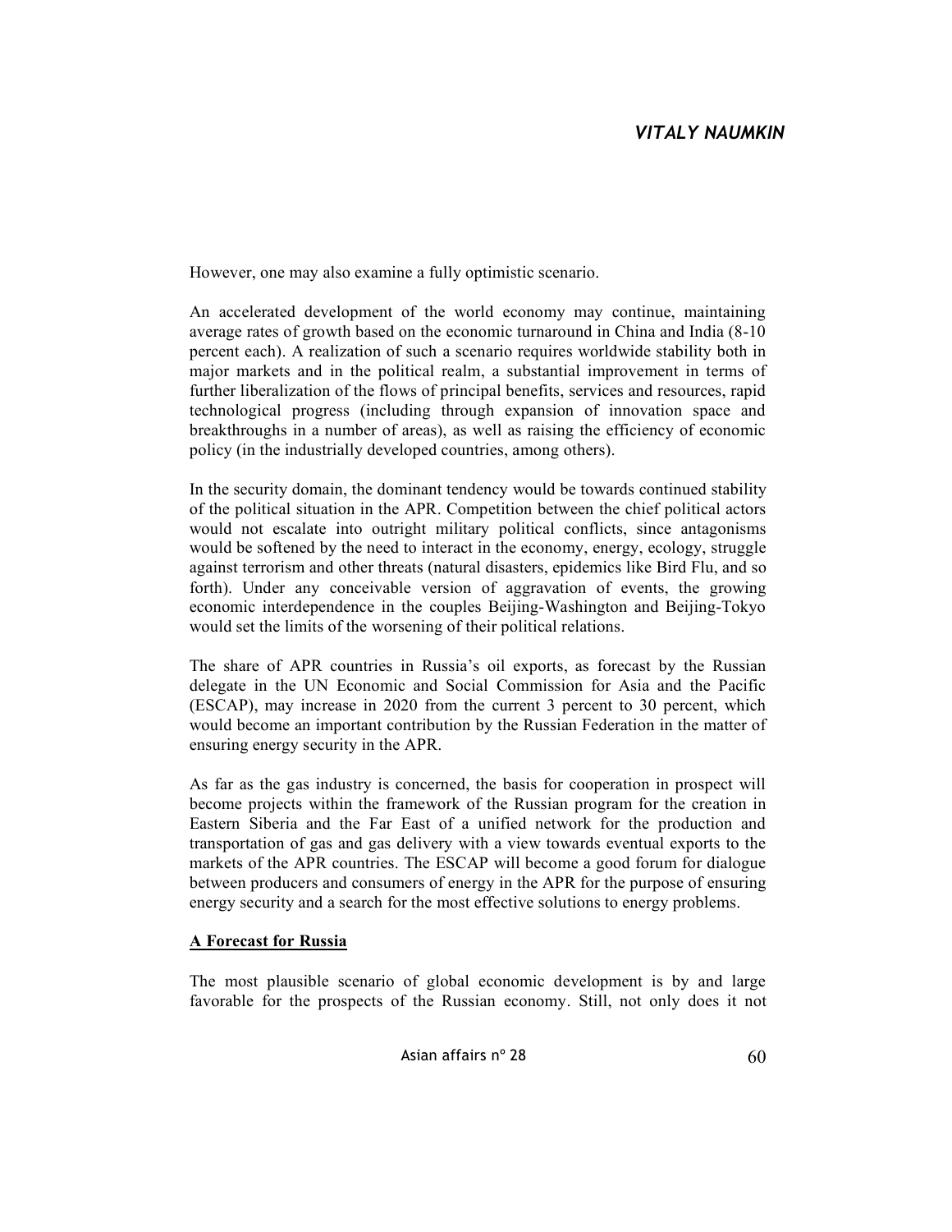However, one may also examine a fully optimistic scenario.

An accelerated development of the world economy may continue, maintaining average rates of growth based on the economic turnaround in China and India (8-10 percent each). A realization of such a scenario requires worldwide stability both in major markets and in the political realm, a substantial improvement in terms of further liberalization of the flows of principal benefits, services and resources, rapid technological progress (including through expansion of innovation space and breakthroughs in a number of areas), as well as raising the efficiency of economic policy (in the industrially developed countries, among others).

In the security domain, the dominant tendency would be towards continued stability of the political situation in the APR. Competition between the chief political actors would not escalate into outright military political conflicts, since antagonisms would be softened by the need to interact in the economy, energy, ecology, struggle against terrorism and other threats (natural disasters, epidemics like Bird Flu, and so forth). Under any conceivable version of aggravation of events, the growing economic interdependence in the couples Beijing-Washington and Beijing-Tokyo would set the limits of the worsening of their political relations.

The share of APR countries in Russia's oil exports, as forecast by the Russian delegate in the UN Economic and Social Commission for Asia and the Pacific (ESCAP), may increase in 2020 from the current 3 percent to 30 percent, which would become an important contribution by the Russian Federation in the matter of ensuring energy security in the APR.

As far as the gas industry is concerned, the basis for cooperation in prospect will become projects within the framework of the Russian program for the creation in Eastern Siberia and the Far East of a unified network for the production and transportation of gas and gas delivery with a view towards eventual exports to the markets of the APR countries. The ESCAP will become a good forum for dialogue between producers and consumers of energy in the APR for the purpose of ensuring energy security and a search for the most effective solutions to energy problems.

## A Forecast for Russia

The most plausible scenario of global economic development is by and large favorable for the prospects of the Russian economy. Still, not only does it not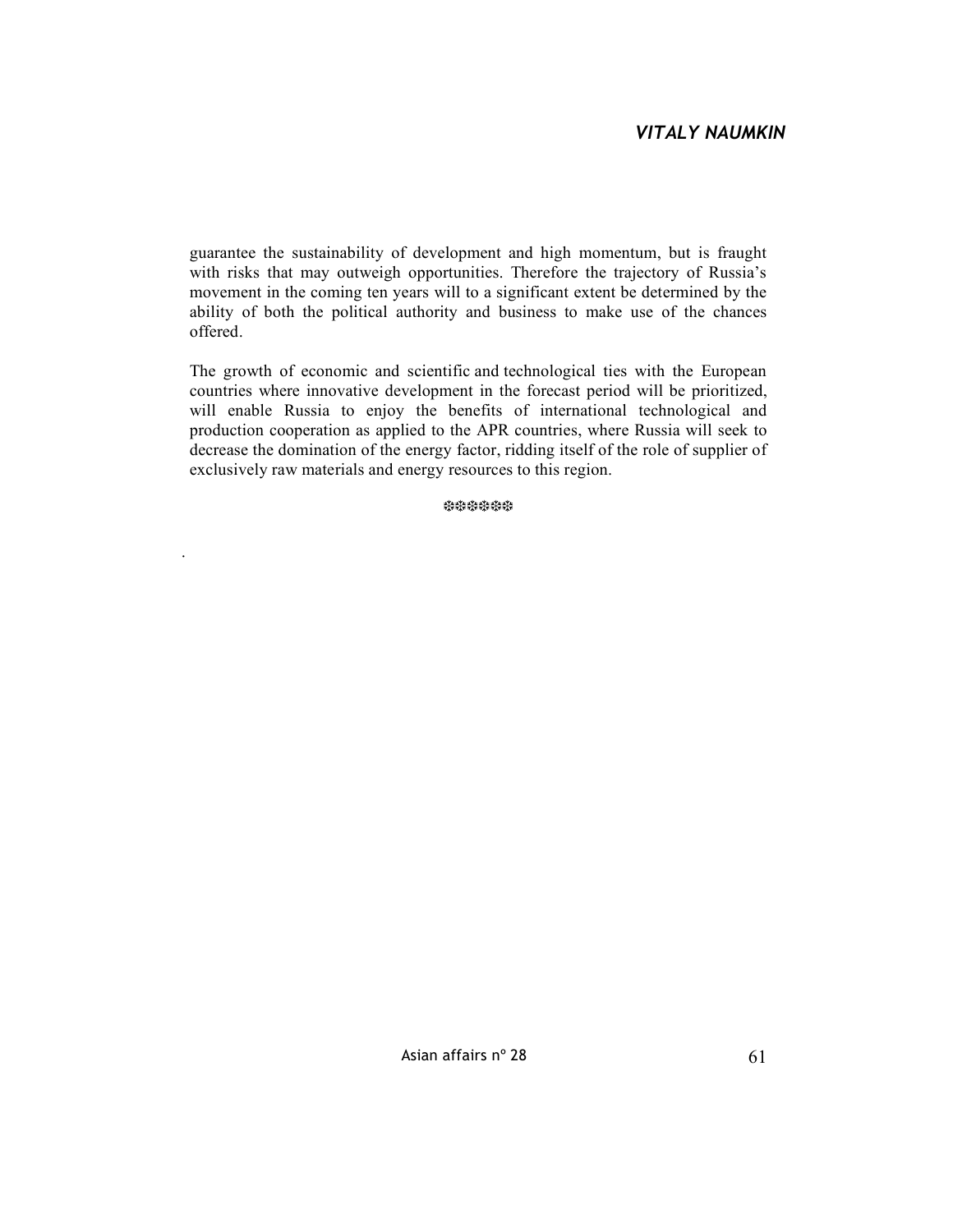guarantee the sustainability of development and high momentum, but is fraught with risks that may outweigh opportunities. Therefore the trajectory of Russia's movement in the coming ten years will to a significant extent be determined by the ability of both the political authority and business to make use of the chances offered.

The growth of economic and scientific and technological ties with the European countries where innovative development in the forecast period will be prioritized, will enable Russia to enjoy the benefits of international technological and production cooperation as applied to the APR countries, where Russia will seek to decrease the domination of the energy factor, ridding itself of the role of supplier of exclusively raw materials and energy resources to this region.

❊❊❊❊❊❊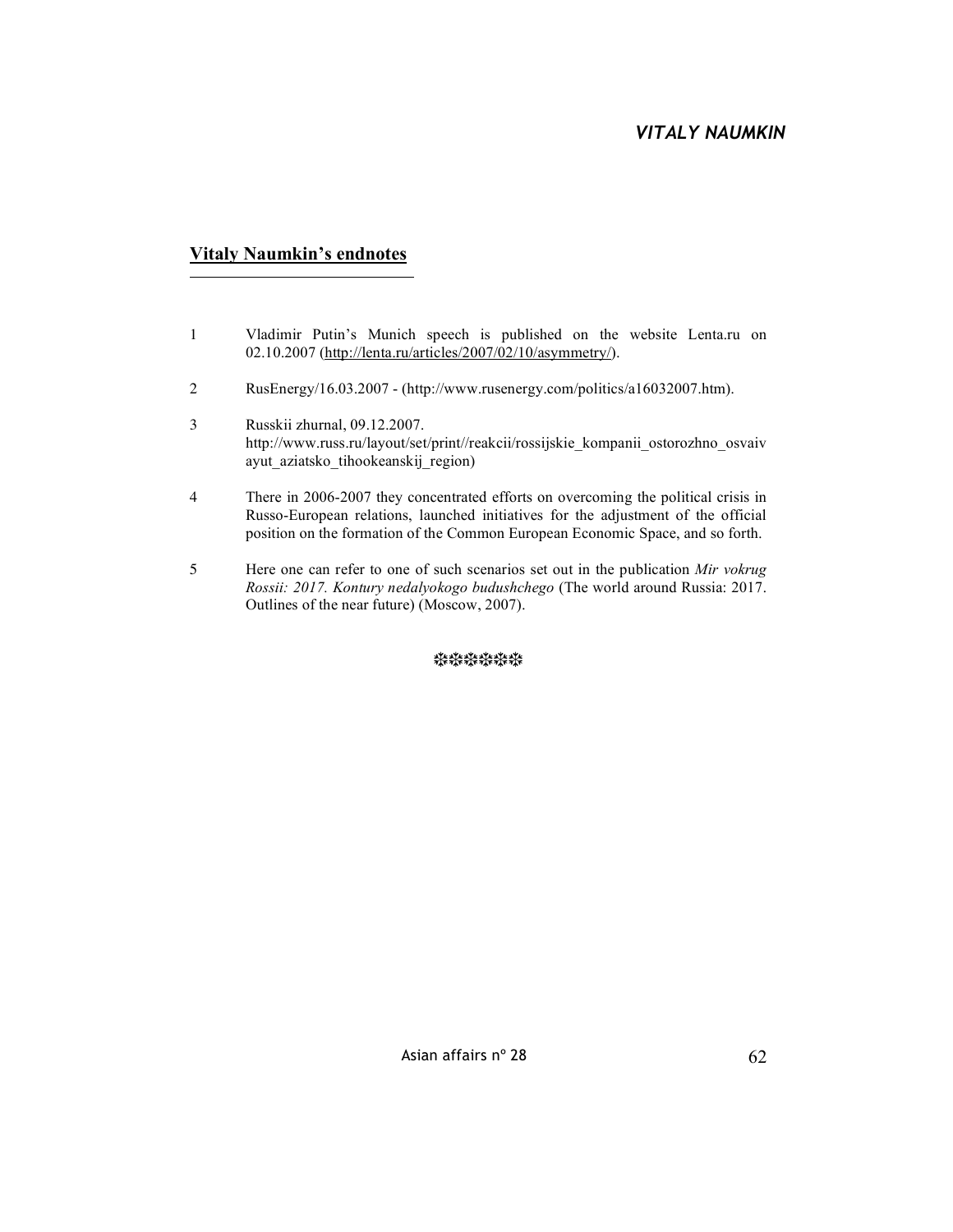## Vitaly Naumkin's endnotes

1 Vladimir Putin's Munich speech is published on the website Lenta.ru on 02.10.2007 (http://lenta.ru/articles/2007/02/10/asymmetry/).

2 RusEnergy/16.03.2007 - (http://www.rusenergy.com/politics/a16032007.htm).

3 Russkii zhurnal, 09.12.2007. http://www.russ.ru/layout/set/print//reakcii/rossijskie_kompanii_ostorozhno_osvaivayut_aziatsko_tihookeanskij_region)

4 There in 2006-2007 they concentrated efforts on overcoming the political crisis in Russo-European relations, launched initiatives for the adjustment of the official position on the formation of the Common European Economic Space, and so forth.

5 Here one can refer to one of such scenarios set out in the publication *Mir vokrug Rossii: 2017. Kontury nedalyokogo budushchego* (The world around Russia: 2017. Outlines of the near future) (Moscow, 2007).

❊❊❊❊❊❊